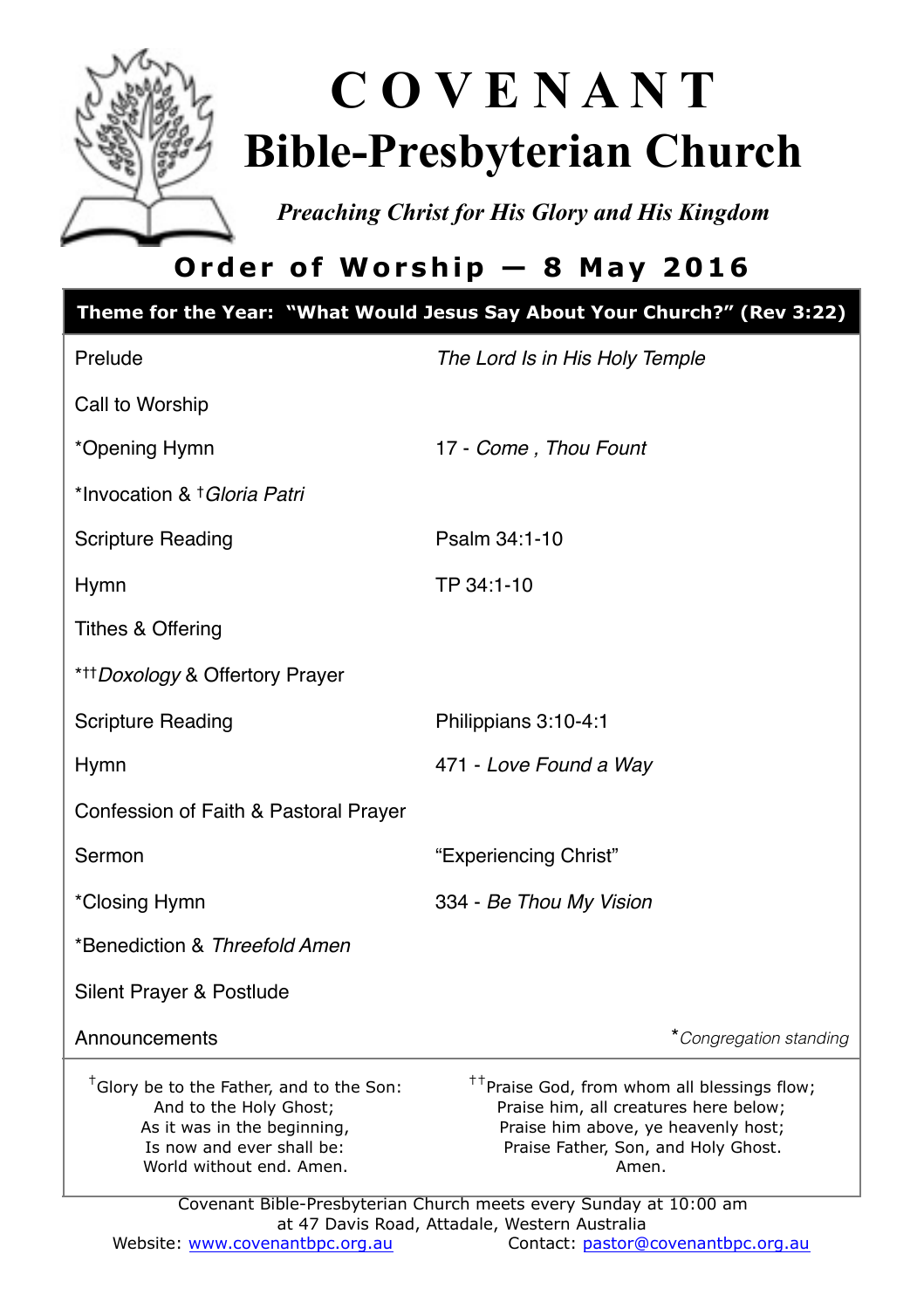# C O V E N A N T
# Bible-Presbyterian Church

*Preaching Christ for His Glory and His Kingdom*

## Order of Worship — 8 May 2016

**Theme for the Year: "What Would Jesus Say About Your Church?" (Rev 3:22)**

| | |
|---|---|
| Prelude | *The Lord Is in His Holy Temple* |
| Call to Worship | |
| *Opening Hymn | 17 - *Come , Thou Fount* |
| *Invocation & †*Gloria Patri* | |
| Scripture Reading | Psalm 34:1-10 |
| Hymn | TP 34:1-10 |
| Tithes & Offering | |
| *††*Doxology* & Offertory Prayer | |
| Scripture Reading | Philippians 3:10-4:1 |
| Hymn | 471 - *Love Found a Way* |
| Confession of Faith & Pastoral Prayer | |
| Sermon | "Experiencing Christ" |
| *Closing Hymn | 334 - *Be Thou My Vision* |
| *Benediction & *Threefold Amen* | |
| Silent Prayer & Postlude | |
| Announcements | *\*Congregation standing* |

†Glory be to the Father, and to the Son:
And to the Holy Ghost;
As it was in the beginning,
Is now and ever shall be:
World without end. Amen.

††Praise God, from whom all blessings flow;
Praise him, all creatures here below;
Praise him above, ye heavenly host;
Praise Father, Son, and Holy Ghost.
Amen.

Covenant Bible-Presbyterian Church meets every Sunday at 10:00 am at 47 Davis Road, Attadale, Western Australia

Website: [www.covenantbpc.org.au](http://www.covenantbpc.org.au) Contact: [pastor@covenantbpc.org.au](mailto:pastor@covenantbpc.org.au)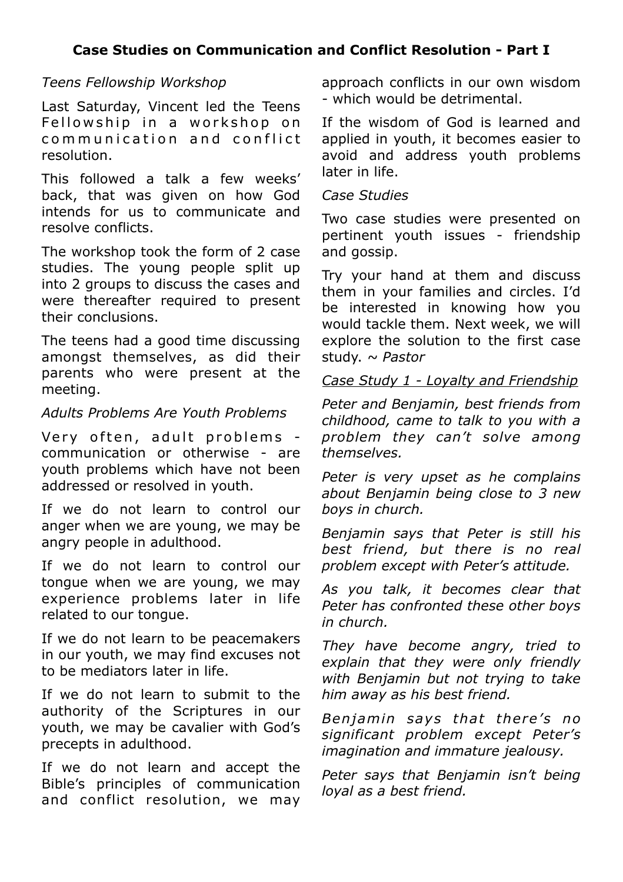## **Case Studies on Communication and Conflict Resolution - Part I**

*Teens Fellowship Workshop*

Last Saturday, Vincent led the Teens Fellowship in a workshop on communication and conflict resolution.

This followed a talk a few weeks' back, that was given on how God intends for us to communicate and resolve conflicts.

The workshop took the form of 2 case studies. The young people split up into 2 groups to discuss the cases and were thereafter required to present their conclusions.

The teens had a good time discussing amongst themselves, as did their parents who were present at the meeting.

*Adults Problems Are Youth Problems*

Very often, adult problems - communication or otherwise - are youth problems which have not been addressed or resolved in youth.

If we do not learn to control our anger when we are young, we may be angry people in adulthood.

If we do not learn to control our tongue when we are young, we may experience problems later in life related to our tongue.

If we do not learn to be peacemakers in our youth, we may find excuses not to be mediators later in life.

If we do not learn to submit to the authority of the Scriptures in our youth, we may be cavalier with God's precepts in adulthood.

If we do not learn and accept the Bible's principles of communication and conflict resolution, we may approach conflicts in our own wisdom - which would be detrimental.

If the wisdom of God is learned and applied in youth, it becomes easier to avoid and address youth problems later in life.

*Case Studies*

Two case studies were presented on pertinent youth issues - friendship and gossip.

Try your hand at them and discuss them in your families and circles. I'd be interested in knowing how you would tackle them. Next week, we will explore the solution to the first case study. ~ *Pastor*

<u>*Case Study 1 - Loyalty and Friendship*</u>

*Peter and Benjamin, best friends from childhood, came to talk to you with a problem they can't solve among themselves.*

*Peter is very upset as he complains about Benjamin being close to 3 new boys in church.*

*Benjamin says that Peter is still his best friend, but there is no real problem except with Peter's attitude.*

*As you talk, it becomes clear that Peter has confronted these other boys in church.*

*They have become angry, tried to explain that they were only friendly with Benjamin but not trying to take him away as his best friend.*

*Benjamin says that there's no significant problem except Peter's imagination and immature jealousy.*

*Peter says that Benjamin isn't being loyal as a best friend.*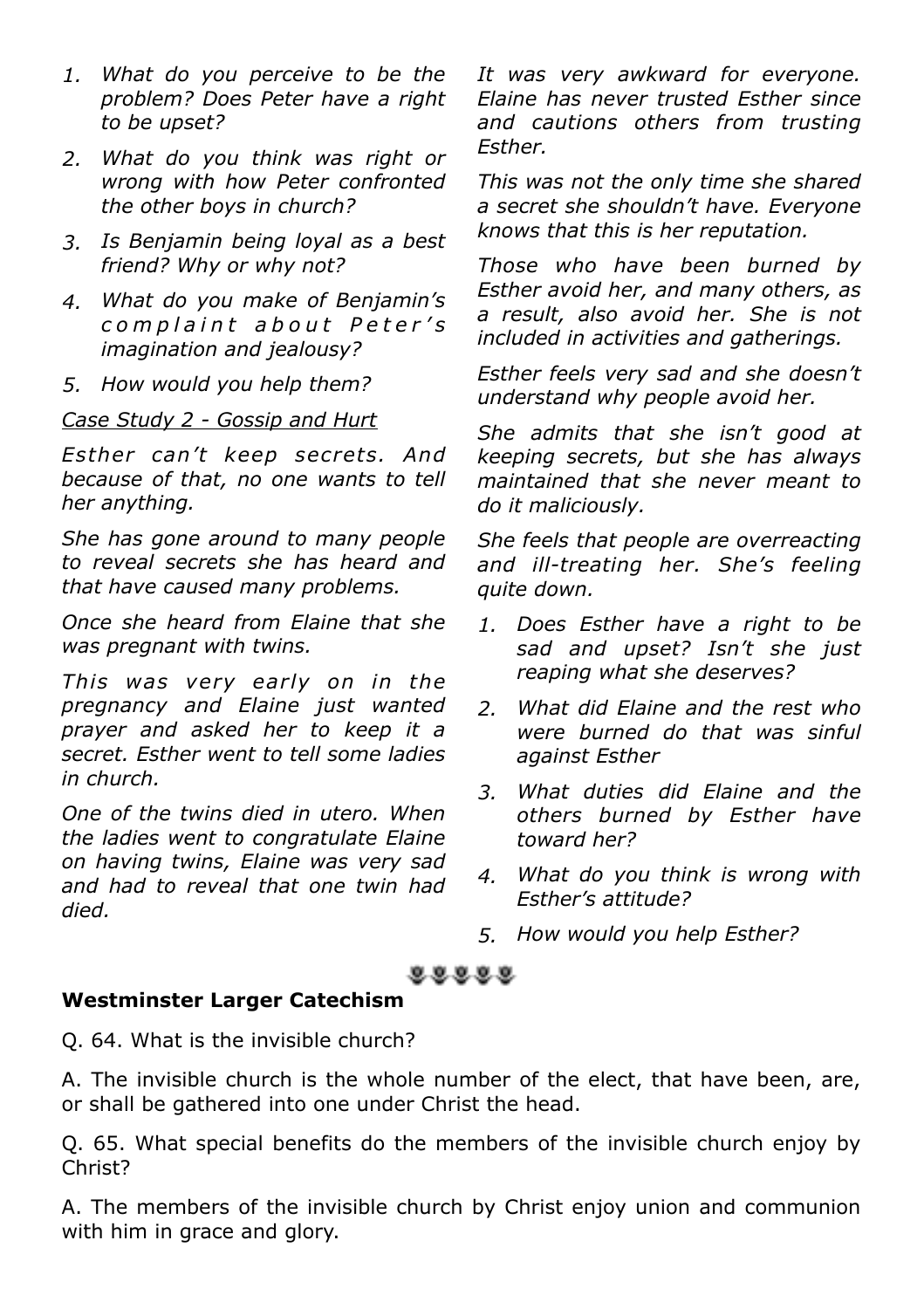1. *What do you perceive to be the problem? Does Peter have a right to be upset?*
2. *What do you think was right or wrong with how Peter confronted the other boys in church?*
3. *Is Benjamin being loyal as a best friend? Why or why not?*
4. *What do you make of Benjamin's complaint about Peter's imagination and jealousy?*
5. *How would you help them?*

*Case Study 2 - Gossip and Hurt*

*Esther can't keep secrets. And because of that, no one wants to tell her anything.*

*She has gone around to many people to reveal secrets she has heard and that have caused many problems.*

*Once she heard from Elaine that she was pregnant with twins.*

*This was very early on in the pregnancy and Elaine just wanted prayer and asked her to keep it a secret. Esther went to tell some ladies in church.*

*One of the twins died in utero. When the ladies went to congratulate Elaine on having twins, Elaine was very sad and had to reveal that one twin had died.*

*It was very awkward for everyone. Elaine has never trusted Esther since and cautions others from trusting Esther.*

*This was not the only time she shared a secret she shouldn't have. Everyone knows that this is her reputation.*

*Those who have been burned by Esther avoid her, and many others, as a result, also avoid her. She is not included in activities and gatherings.*

*Esther feels very sad and she doesn't understand why people avoid her.*

*She admits that she isn't good at keeping secrets, but she has always maintained that she never meant to do it maliciously.*

*She feels that people are overreacting and ill-treating her. She's feeling quite down.*

1. *Does Esther have a right to be sad and upset? Isn't she just reaping what she deserves?*
2. *What did Elaine and the rest who were burned do that was sinful against Esther*
3. *What duties did Elaine and the others burned by Esther have toward her?*
4. *What do you think is wrong with Esther's attitude?*
5. *How would you help Esther?*

**Westminster Larger Catechism**

Q. 64. What is the invisible church?

A. The invisible church is the whole number of the elect, that have been, are, or shall be gathered into one under Christ the head.

Q. 65. What special benefits do the members of the invisible church enjoy by Christ?

A. The members of the invisible church by Christ enjoy union and communion with him in grace and glory.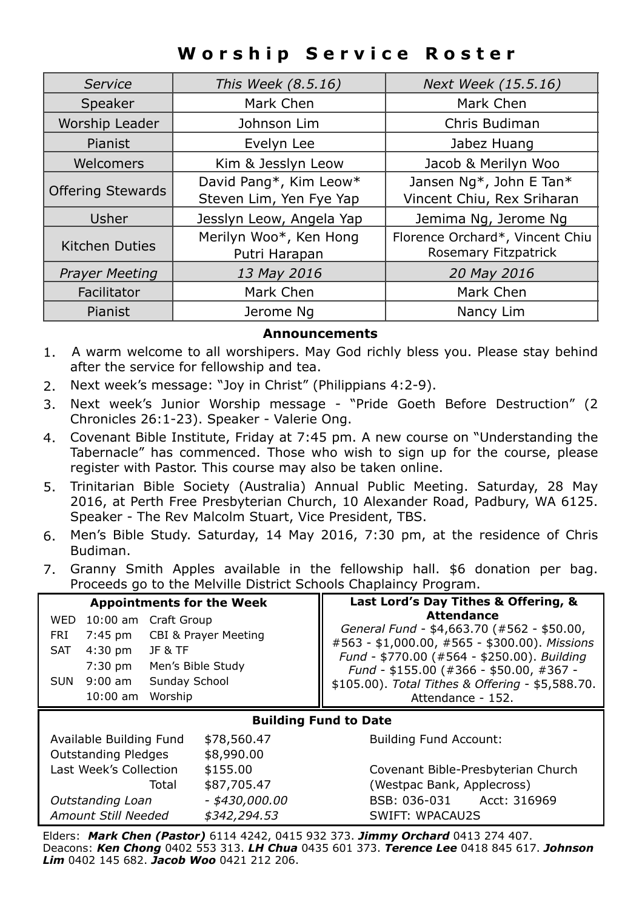# Worship Service Roster

| *Service* | *This Week (8.5.16)* | *Next Week (15.5.16)* |
|---|---|---|
| Speaker | Mark Chen | Mark Chen |
| Worship Leader | Johnson Lim | Chris Budiman |
| Pianist | Evelyn Lee | Jabez Huang |
| Welcomers | Kim & Jesslyn Leow | Jacob & Merilyn Woo |
| Offering Stewards | David Pang*, Kim Leow* Steven Lim, Yen Fye Yap | Jansen Ng*, John E Tan* Vincent Chiu, Rex Sriharan |
| Usher | Jesslyn Leow, Angela Yap | Jemima Ng, Jerome Ng |
| Kitchen Duties | Merilyn Woo*, Ken Hong Putri Harapan | Florence Orchard*, Vincent Chiu Rosemary Fitzpatrick |
| *Prayer Meeting* | *13 May 2016* | *20 May 2016* |
| Facilitator | Mark Chen | Mark Chen |
| Pianist | Jerome Ng | Nancy Lim |

## Announcements

1. A warm welcome to all worshipers. May God richly bless you. Please stay behind after the service for fellowship and tea.
2. Next week's message: "Joy in Christ" (Philippians 4:2-9).
3. Next week's Junior Worship message - "Pride Goeth Before Destruction" (2 Chronicles 26:1-23). Speaker - Valerie Ong.
4. Covenant Bible Institute, Friday at 7:45 pm. A new course on "Understanding the Tabernacle" has commenced. Those who wish to sign up for the course, please register with Pastor. This course may also be taken online.
5. Trinitarian Bible Society (Australia) Annual Public Meeting. Saturday, 28 May 2016, at Perth Free Presbyterian Church, 10 Alexander Road, Padbury, WA 6125. Speaker - The Rev Malcolm Stuart, Vice President, TBS.
6. Men's Bible Study. Saturday, 14 May 2016, 7:30 pm, at the residence of Chris Budiman.
7. Granny Smith Apples available in the fellowship hall. $6 donation per bag. Proceeds go to the Melville District Schools Chaplaincy Program.

### Appointments for the Week

| | | |
|---|---|---|
| WED | 10:00 am | Craft Group |
| FRI | 7:45 pm | CBI & Prayer Meeting |
| SAT | 4:30 pm | JF & TF |
| | 7:30 pm | Men's Bible Study |
| SUN | 9:00 am | Sunday School |
| | 10:00 am | Worship |

### Last Lord's Day Tithes & Offering, & Attendance

*General Fund* - $4,663.70 (#562 - $50.00, #563 - $1,000.00, #565 - $300.00). *Missions Fund* - $770.00 (#564 - $250.00). *Building Fund* - $155.00 (#366 - $50.00, #367 - $105.00). *Total Tithes & Offering* - $5,588.70. Attendance - 152.

### Building Fund to Date

| | | |
|---|---|---|
| Available Building Fund | $78,560.47 | Building Fund Account: |
| Outstanding Pledges | $8,990.00 | |
| Last Week's Collection | $155.00 | Covenant Bible-Presbyterian Church |
| Total | $87,705.47 | (Westpac Bank, Applecross) |
| *Outstanding Loan* | *- $430,000.00* | BSB: 036-031 Acct: 316969 |
| *Amount Still Needed* | *$342,294.53* | SWIFT: WPACAU2S |

Elders: ***Mark Chen (Pastor)*** 6114 4242, 0415 932 373. ***Jimmy Orchard*** 0413 274 407.
Deacons: ***Ken Chong*** 0402 553 313. ***LH Chua*** 0435 601 373. ***Terence Lee*** 0418 845 617. ***Johnson Lim*** 0402 145 682. ***Jacob Woo*** 0421 212 206.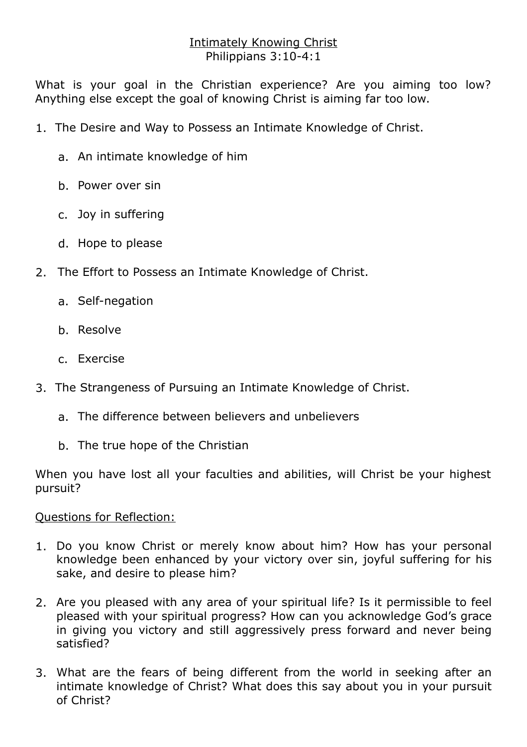# Intimately Knowing Christ

Philippians 3:10-4:1

What is your goal in the Christian experience? Are you aiming too low? Anything else except the goal of knowing Christ is aiming far too low.

1. The Desire and Way to Possess an Intimate Knowledge of Christ.
    a. An intimate knowledge of him
    b. Power over sin
    c. Joy in suffering
    d. Hope to please
2. The Effort to Possess an Intimate Knowledge of Christ.
    a. Self-negation
    b. Resolve
    c. Exercise
3. The Strangeness of Pursuing an Intimate Knowledge of Christ.
    a. The difference between believers and unbelievers
    b. The true hope of the Christian

When you have lost all your faculties and abilities, will Christ be your highest pursuit?

## Questions for Reflection:

1. Do you know Christ or merely know about him? How has your personal knowledge been enhanced by your victory over sin, joyful suffering for his sake, and desire to please him?
2. Are you pleased with any area of your spiritual life? Is it permissible to feel pleased with your spiritual progress? How can you acknowledge God's grace in giving you victory and still aggressively press forward and never being satisfied?
3. What are the fears of being different from the world in seeking after an intimate knowledge of Christ? What does this say about you in your pursuit of Christ?